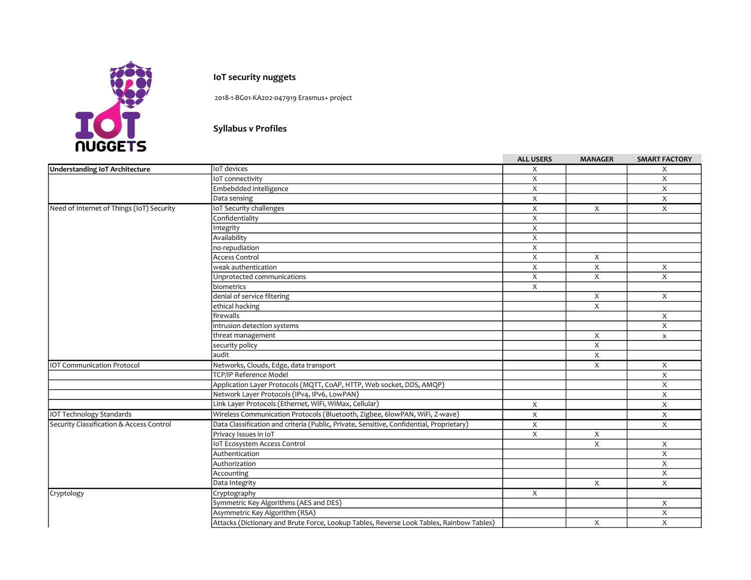**IoT security nuggets**

2018-1-BG01-KA202-047919 Erasmus+ project

**Syllabus v Profiles**

| | | ALL USERS | MANAGER | SMART FACTORY |
|---|---|---|---|---|
| **Understanding IoT Architecture** | IoT devices | X | | X |
| | IoT connectivity | X | | X |
| | Embebdded intelligence | X | | X |
| | Data sensing | X | | X |
| Need of Internet of Things (IoT) Security | IoT Security challenges | X | X | X |
| | Confidentiality | X | | |
| | Integrity | X | | |
| | Availability | X | | |
| | no-repudiation | X | | |
| | Access Control | X | X | |
| | weak authentication | X | X | X |
| | Unprotected communications | X | X | X |
| | biometrics | X | | |
| | denial of service filtering | | X | X |
| | ethical hacking | | X | |
| | firewalls | | | X |
| | intrusion detection systems | | | X |
| | threat management | | X | x |
| | security policy | | X | |
| | audit | | X | |
| IOT Communication Protocol | Networks, Clouds, Edge, data transport | | X | X |
| | TCP/IP Reference Model | | | X |
| | Application Layer Protocols (MQTT, CoAP, HTTP, Web socket, DDS, AMQP) | | | X |
| | Network Layer Protocols (IPv4, IPv6, LowPAN) | | | X |
| | Link Layer Protocols (Ethernet, WiFi, WiMax, Cellular) | X | | X |
| IOT Technology Standards | Wireless Communication Protocols (Bluetooth, Zigbee, 6lowPAN, WiFi, Z-wave) | X | | X |
| Security Classification & Access Control | Data Classification and criteria (Public, Private, Sensitive, Confidential, Proprietary) | X | | X |
| | Privacy Issues in IoT | X | X | |
| | IoT Ecosystem Access Control | | X | X |
| | Authentication | | | X |
| | Authorization | | | X |
| | Accounting | | | X |
| | Data Integrity | | X | X |
| Cryptology | Cryptography | X | | |
| | Symmetric Key Algorithms (AES and DES) | | | X |
| | Asymmetric Key Algorithm (RSA) | | | X |
| | Attacks (Dictionary and Brute Force, Lookup Tables, Reverse Look Tables, Rainbow Tables) | | X | X |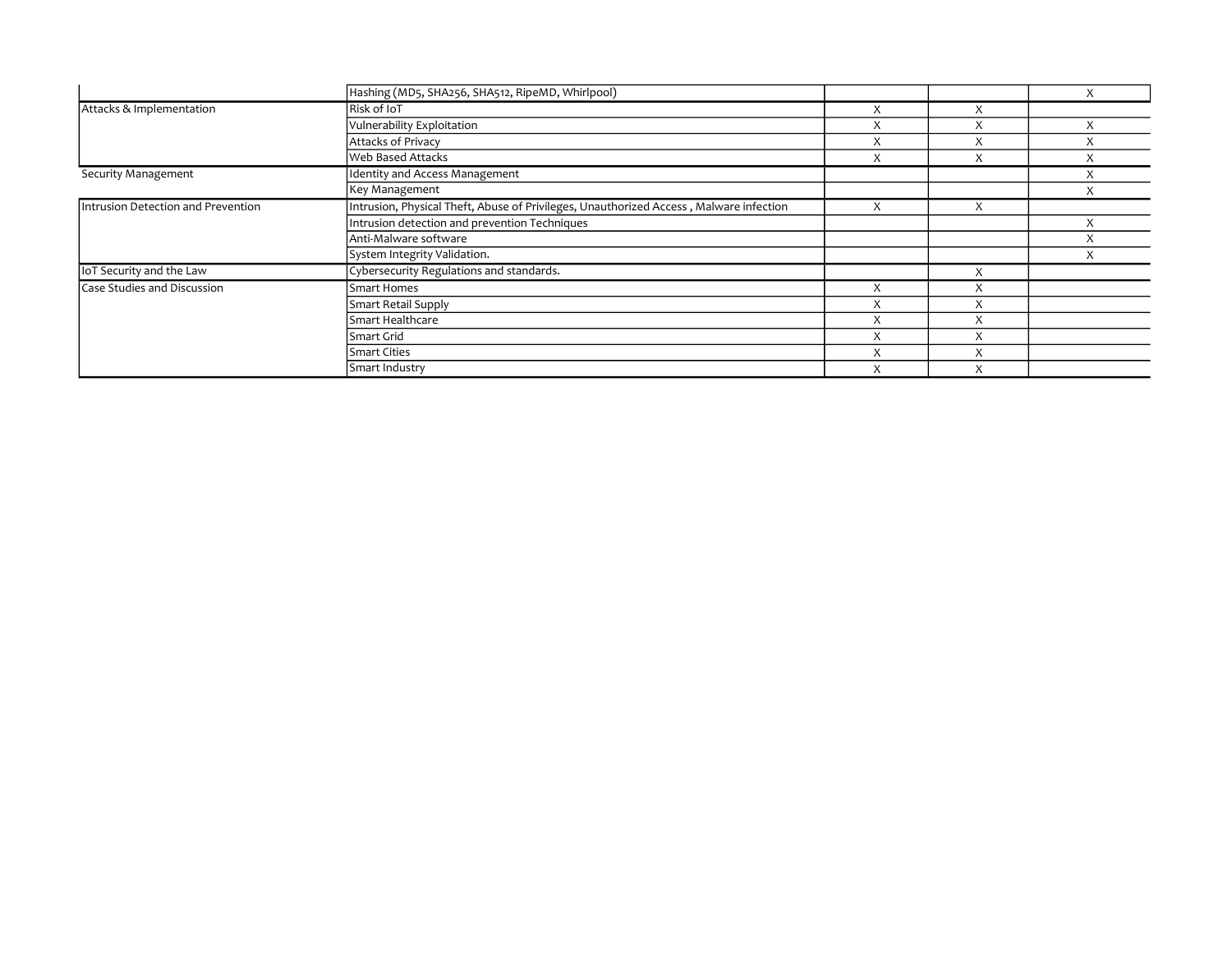| | | | | |
|---|---|---|---|---|
| | Hashing (MD5, SHA256, SHA512, RipeMD, Whirlpool) | | | X |
| Attacks & Implementation | Risk of IoT | X | X | |
| | Vulnerability Exploitation | X | X | X |
| | Attacks of Privacy | X | X | X |
| | Web Based Attacks | X | X | X |
| Security Management | Identity and Access Management | | | X |
| | Key Management | | | X |
| Intrusion Detection and Prevention | Intrusion, Physical Theft, Abuse of Privileges, Unauthorized Access , Malware infection | X | X | |
| | Intrusion detection and prevention Techniques | | | X |
| | Anti-Malware software | | | X |
| | System Integrity Validation. | | | X |
| IoT Security and the Law | Cybersecurity Regulations and standards. | | X | |
| Case Studies and Discussion | Smart Homes | X | X | |
| | Smart Retail Supply | X | X | |
| | Smart Healthcare | X | X | |
| | Smart Grid | X | X | |
| | Smart Cities | X | X | |
| | Smart Industry | X | X | |